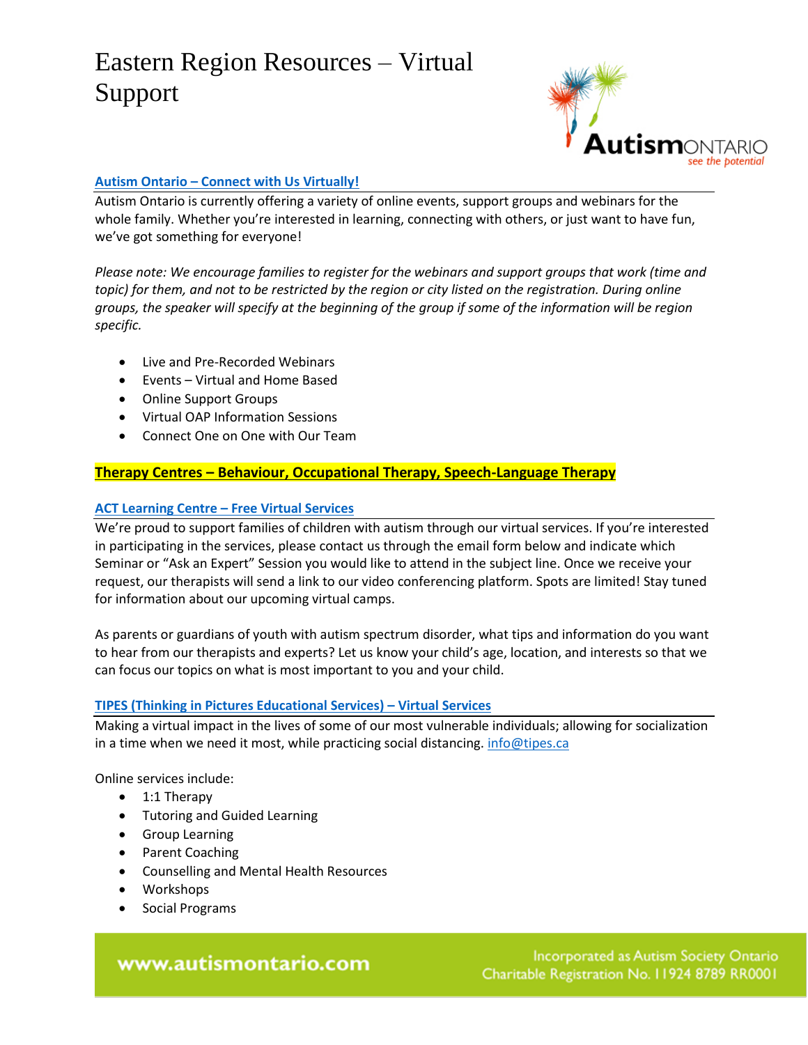# Eastern Region Resources – Virtual Support

## Autism Ontario – Connect with Us Virtually!

Autism Ontario is currently offering a variety of online events, support groups and webinars for the whole family. Whether you're interested in learning, connecting with others, or just want to have fun, we've got something for everyone!

*Please note: We encourage families to register for the webinars and support groups that work (time and topic) for them, and not to be restricted by the region or city listed on the registration. During online groups, the speaker will specify at the beginning of the group if some of the information will be region specific.*

- Live and Pre-Recorded Webinars
- Events – Virtual and Home Based
- Online Support Groups
- Virtual OAP Information Sessions
- Connect One on One with Our Team

## Therapy Centres – Behaviour, Occupational Therapy, Speech-Language Therapy

### ACT Learning Centre – Free Virtual Services

We're proud to support families of children with autism through our virtual services. If you're interested in participating in the services, please contact us through the email form below and indicate which Seminar or "Ask an Expert" Session you would like to attend in the subject line. Once we receive your request, our therapists will send a link to our video conferencing platform. Spots are limited! Stay tuned for information about our upcoming virtual camps.

As parents or guardians of youth with autism spectrum disorder, what tips and information do you want to hear from our therapists and experts? Let us know your child's age, location, and interests so that we can focus our topics on what is most important to you and your child.

### TIPES (Thinking in Pictures Educational Services) – Virtual Services

Making a virtual impact in the lives of some of our most vulnerable individuals; allowing for socialization in a time when we need it most, while practicing social distancing. info@tipes.ca

Online services include:

- 1:1 Therapy
- Tutoring and Guided Learning
- Group Learning
- Parent Coaching
- Counselling and Mental Health Resources
- Workshops
- Social Programs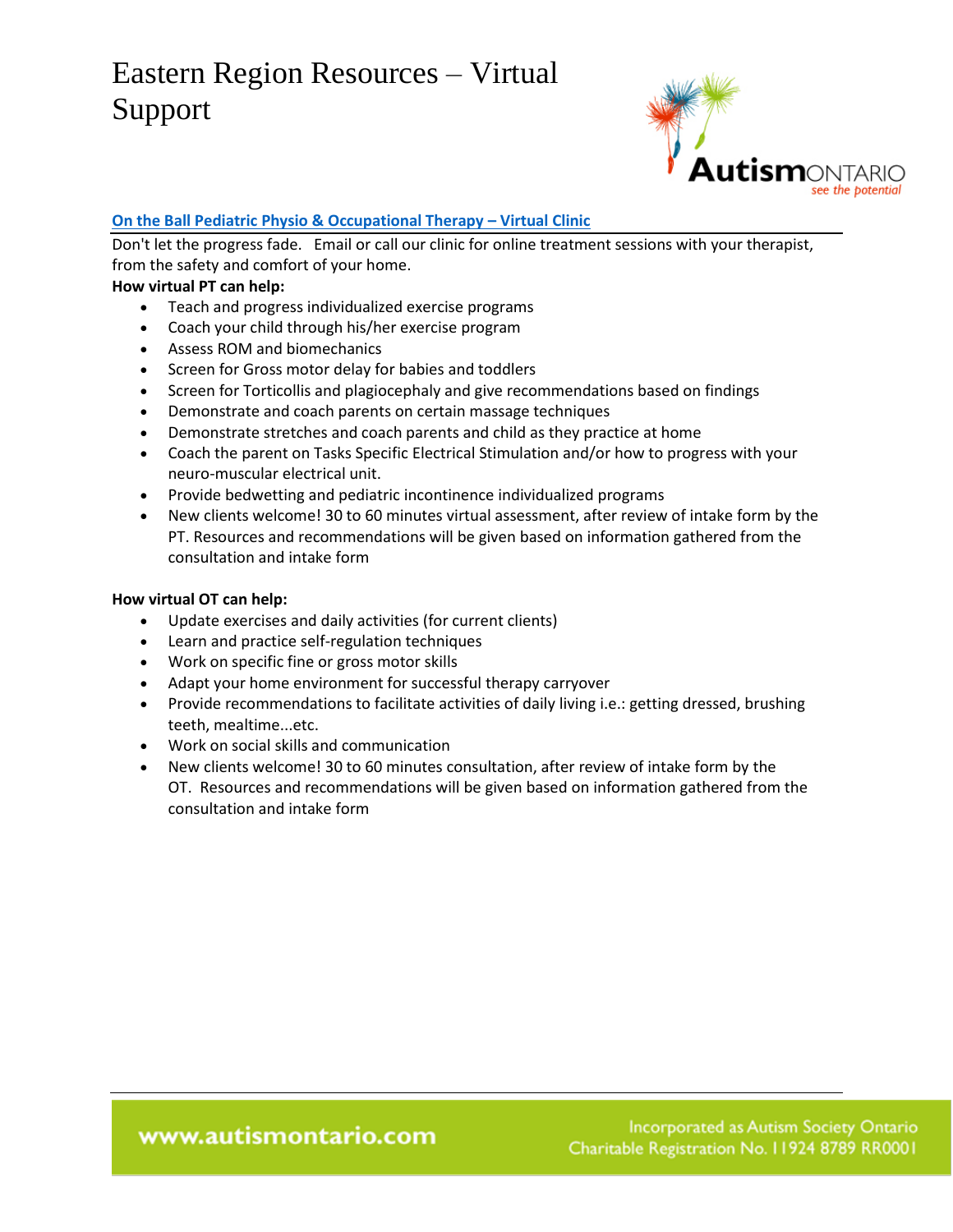# Eastern Region Resources – Virtual Support

## On the Ball Pediatric Physio & Occupational Therapy – Virtual Clinic

Don't let the progress fade. Email or call our clinic for online treatment sessions with your therapist, from the safety and comfort of your home.

**How virtual PT can help:**

- Teach and progress individualized exercise programs
- Coach your child through his/her exercise program
- Assess ROM and biomechanics
- Screen for Gross motor delay for babies and toddlers
- Screen for Torticollis and plagiocephaly and give recommendations based on findings
- Demonstrate and coach parents on certain massage techniques
- Demonstrate stretches and coach parents and child as they practice at home
- Coach the parent on Tasks Specific Electrical Stimulation and/or how to progress with your neuro-muscular electrical unit.
- Provide bedwetting and pediatric incontinence individualized programs
- New clients welcome! 30 to 60 minutes virtual assessment, after review of intake form by the PT. Resources and recommendations will be given based on information gathered from the consultation and intake form

**How virtual OT can help:**

- Update exercises and daily activities (for current clients)
- Learn and practice self-regulation techniques
- Work on specific fine or gross motor skills
- Adapt your home environment for successful therapy carryover
- Provide recommendations to facilitate activities of daily living i.e.: getting dressed, brushing teeth, mealtime...etc.
- Work on social skills and communication
- New clients welcome! 30 to 60 minutes consultation, after review of intake form by the OT. Resources and recommendations will be given based on information gathered from the consultation and intake form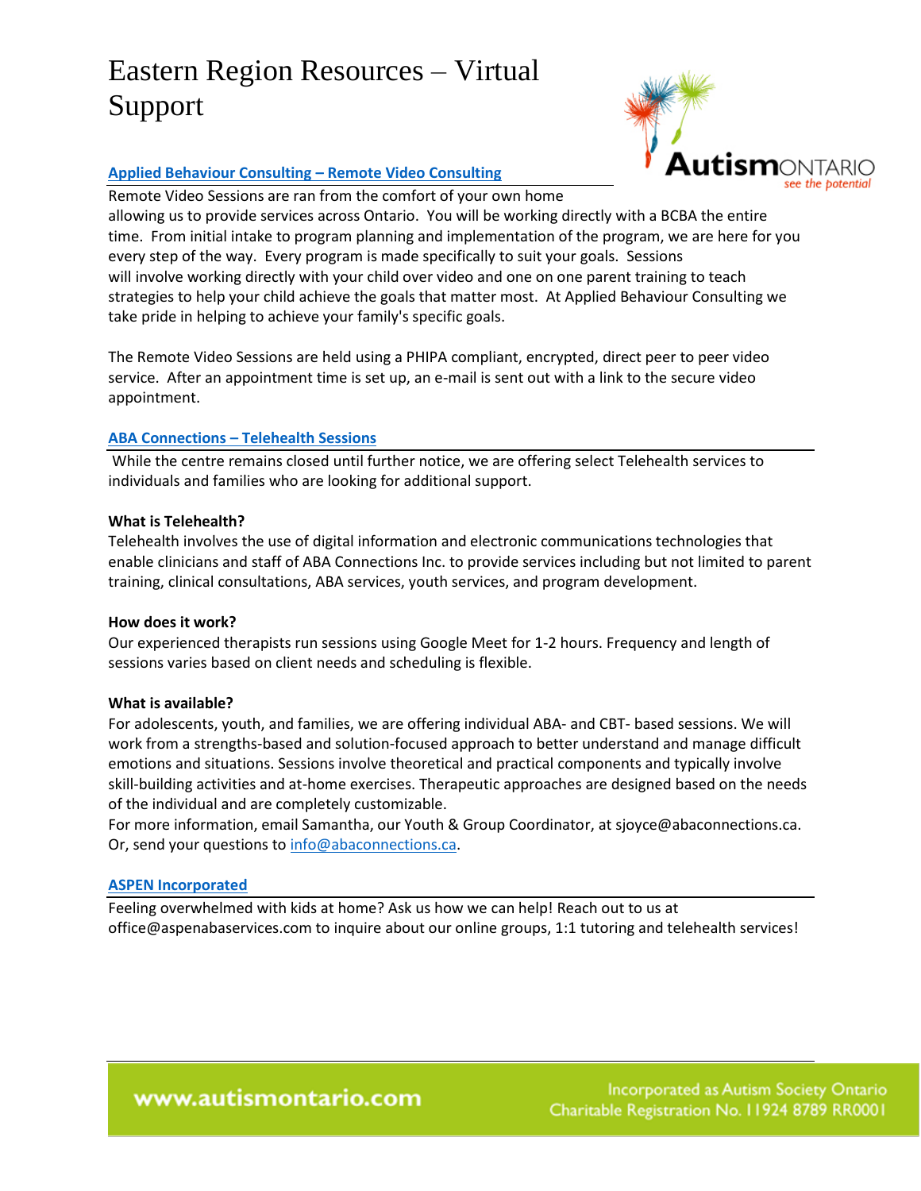# Eastern Region Resources – Virtual Support

## Applied Behaviour Consulting – Remote Video Consulting

Remote Video Sessions are ran from the comfort of your own home allowing us to provide services across Ontario. You will be working directly with a BCBA the entire time. From initial intake to program planning and implementation of the program, we are here for you every step of the way. Every program is made specifically to suit your goals. Sessions will involve working directly with your child over video and one on one parent training to teach strategies to help your child achieve the goals that matter most. At Applied Behaviour Consulting we take pride in helping to achieve your family's specific goals.

The Remote Video Sessions are held using a PHIPA compliant, encrypted, direct peer to peer video service. After an appointment time is set up, an e-mail is sent out with a link to the secure video appointment.

## ABA Connections – Telehealth Sessions

While the centre remains closed until further notice, we are offering select Telehealth services to individuals and families who are looking for additional support.

**What is Telehealth?**

Telehealth involves the use of digital information and electronic communications technologies that enable clinicians and staff of ABA Connections Inc. to provide services including but not limited to parent training, clinical consultations, ABA services, youth services, and program development.

**How does it work?**

Our experienced therapists run sessions using Google Meet for 1-2 hours. Frequency and length of sessions varies based on client needs and scheduling is flexible.

**What is available?**

For adolescents, youth, and families, we are offering individual ABA- and CBT- based sessions. We will work from a strengths-based and solution-focused approach to better understand and manage difficult emotions and situations. Sessions involve theoretical and practical components and typically involve skill-building activities and at-home exercises. Therapeutic approaches are designed based on the needs of the individual and are completely customizable.

For more information, email Samantha, our Youth & Group Coordinator, at sjoyce@abaconnections.ca. Or, send your questions to info@abaconnections.ca.

## ASPEN Incorporated

Feeling overwhelmed with kids at home? Ask us how we can help! Reach out to us at office@aspenabaservices.com to inquire about our online groups, 1:1 tutoring and telehealth services!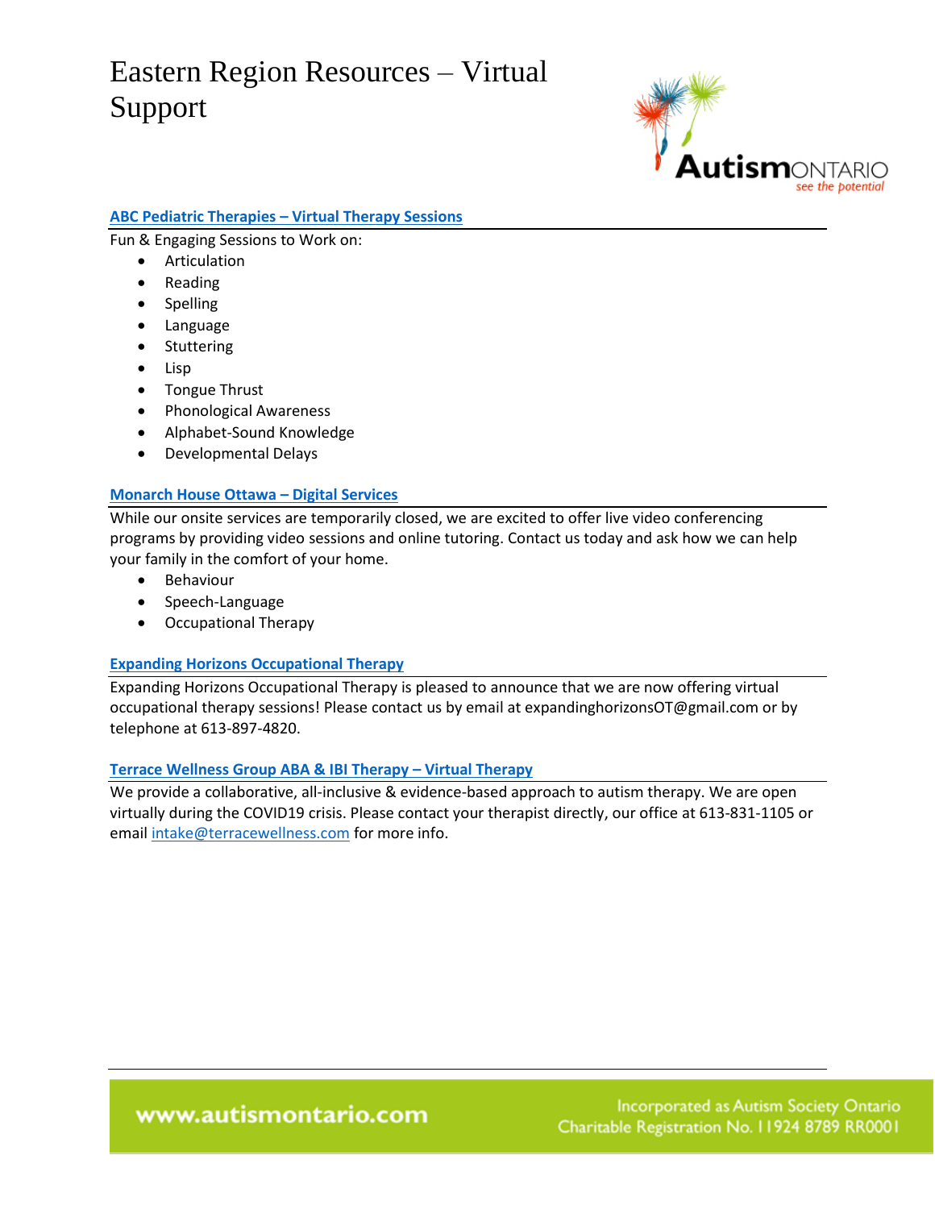# Eastern Region Resources – Virtual Support

### ABC Pediatric Therapies – Virtual Therapy Sessions

Fun & Engaging Sessions to Work on:

- Articulation
- Reading
- Spelling
- Language
- Stuttering
- Lisp
- Tongue Thrust
- Phonological Awareness
- Alphabet-Sound Knowledge
- Developmental Delays

### Monarch House Ottawa – Digital Services

While our onsite services are temporarily closed, we are excited to offer live video conferencing programs by providing video sessions and online tutoring. Contact us today and ask how we can help your family in the comfort of your home.

- Behaviour
- Speech-Language
- Occupational Therapy

### Expanding Horizons Occupational Therapy

Expanding Horizons Occupational Therapy is pleased to announce that we are now offering virtual occupational therapy sessions! Please contact us by email at expandinghorizonsOT@gmail.com or by telephone at 613-897-4820.

### Terrace Wellness Group ABA & IBI Therapy – Virtual Therapy

We provide a collaborative, all-inclusive & evidence-based approach to autism therapy. We are open virtually during the COVID19 crisis. Please contact your therapist directly, our office at 613-831-1105 or email intake@terracewellness.com for more info.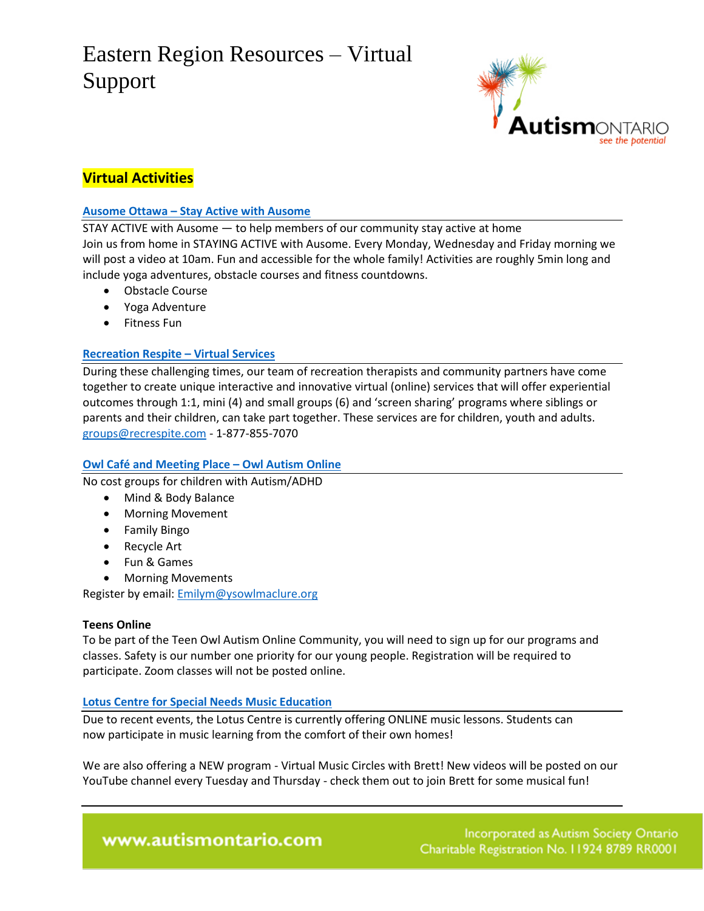# Eastern Region Resources – Virtual Support

## Virtual Activities

### Ausome Ottawa – Stay Active with Ausome

STAY ACTIVE with Ausome — to help members of our community stay active at home
Join us from home in STAYING ACTIVE with Ausome. Every Monday, Wednesday and Friday morning we will post a video at 10am. Fun and accessible for the whole family! Activities are roughly 5min long and include yoga adventures, obstacle courses and fitness countdowns.

- Obstacle Course
- Yoga Adventure
- Fitness Fun

### Recreation Respite – Virtual Services

During these challenging times, our team of recreation therapists and community partners have come together to create unique interactive and innovative virtual (online) services that will offer experiential outcomes through 1:1, mini (4) and small groups (6) and 'screen sharing' programs where siblings or parents and their children, can take part together. These services are for children, youth and adults.
groups@recrespite.com - 1-877-855-7070

### Owl Café and Meeting Place – Owl Autism Online

No cost groups for children with Autism/ADHD

- Mind & Body Balance
- Morning Movement
- Family Bingo
- Recycle Art
- Fun & Games
- Morning Movements

Register by email: Emilym@ysowlmaclure.org

**Teens Online**
To be part of the Teen Owl Autism Online Community, you will need to sign up for our programs and classes. Safety is our number one priority for our young people. Registration will be required to participate. Zoom classes will not be posted online.

### Lotus Centre for Special Needs Music Education

Due to recent events, the Lotus Centre is currently offering ONLINE music lessons. Students can now participate in music learning from the comfort of their own homes!

We are also offering a NEW program - Virtual Music Circles with Brett! New videos will be posted on our YouTube channel every Tuesday and Thursday - check them out to join Brett for some musical fun!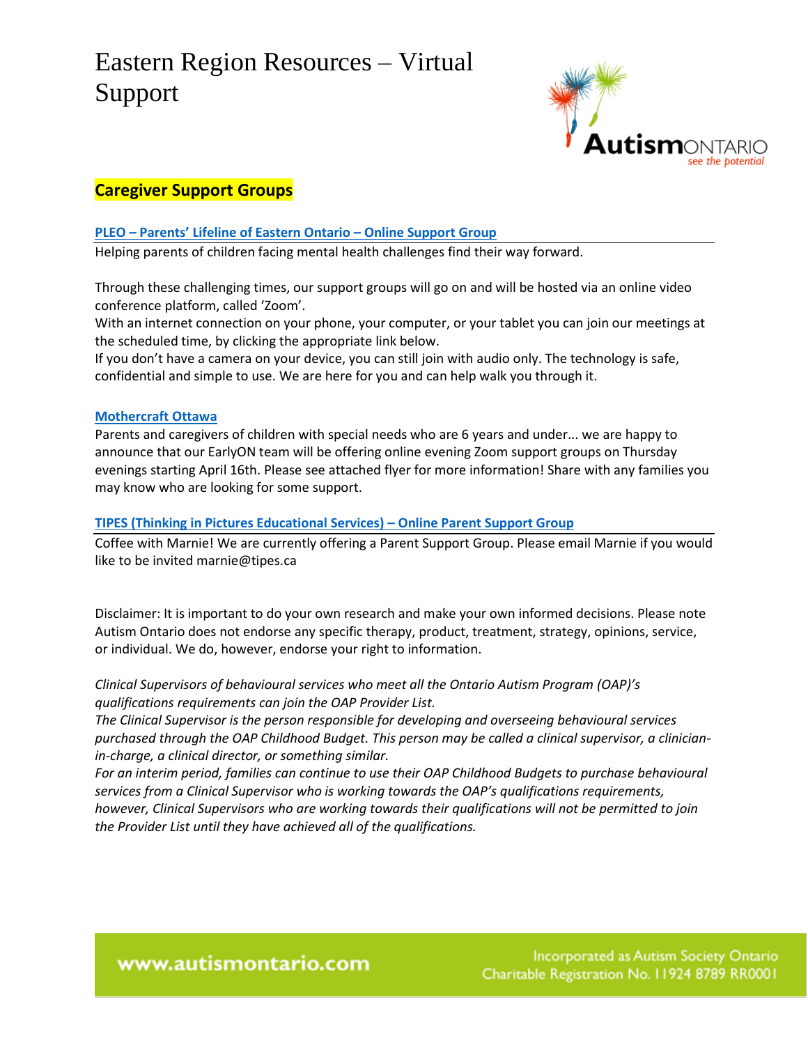# Eastern Region Resources – Virtual Support

## Caregiver Support Groups

### PLEO – Parents' Lifeline of Eastern Ontario – Online Support Group

Helping parents of children facing mental health challenges find their way forward.

Through these challenging times, our support groups will go on and will be hosted via an online video conference platform, called 'Zoom'.
With an internet connection on your phone, your computer, or your tablet you can join our meetings at the scheduled time, by clicking the appropriate link below.
If you don't have a camera on your device, you can still join with audio only. The technology is safe, confidential and simple to use. We are here for you and can help walk you through it.

### Mothercraft Ottawa

Parents and caregivers of children with special needs who are 6 years and under... we are happy to announce that our EarlyON team will be offering online evening Zoom support groups on Thursday evenings starting April 16th. Please see attached flyer for more information! Share with any families you may know who are looking for some support.

### TIPES (Thinking in Pictures Educational Services) – Online Parent Support Group

Coffee with Marnie! We are currently offering a Parent Support Group. Please email Marnie if you would like to be invited marnie@tipes.ca

Disclaimer: It is important to do your own research and make your own informed decisions. Please note Autism Ontario does not endorse any specific therapy, product, treatment, strategy, opinions, service, or individual. We do, however, endorse your right to information.

*Clinical Supervisors of behavioural services who meet all the Ontario Autism Program (OAP)'s qualifications requirements can join the OAP Provider List.*
*The Clinical Supervisor is the person responsible for developing and overseeing behavioural services purchased through the OAP Childhood Budget. This person may be called a clinical supervisor, a clinician-in-charge, a clinical director, or something similar.*
*For an interim period, families can continue to use their OAP Childhood Budgets to purchase behavioural services from a Clinical Supervisor who is working towards the OAP's qualifications requirements, however, Clinical Supervisors who are working towards their qualifications will not be permitted to join the Provider List until they have achieved all of the qualifications.*